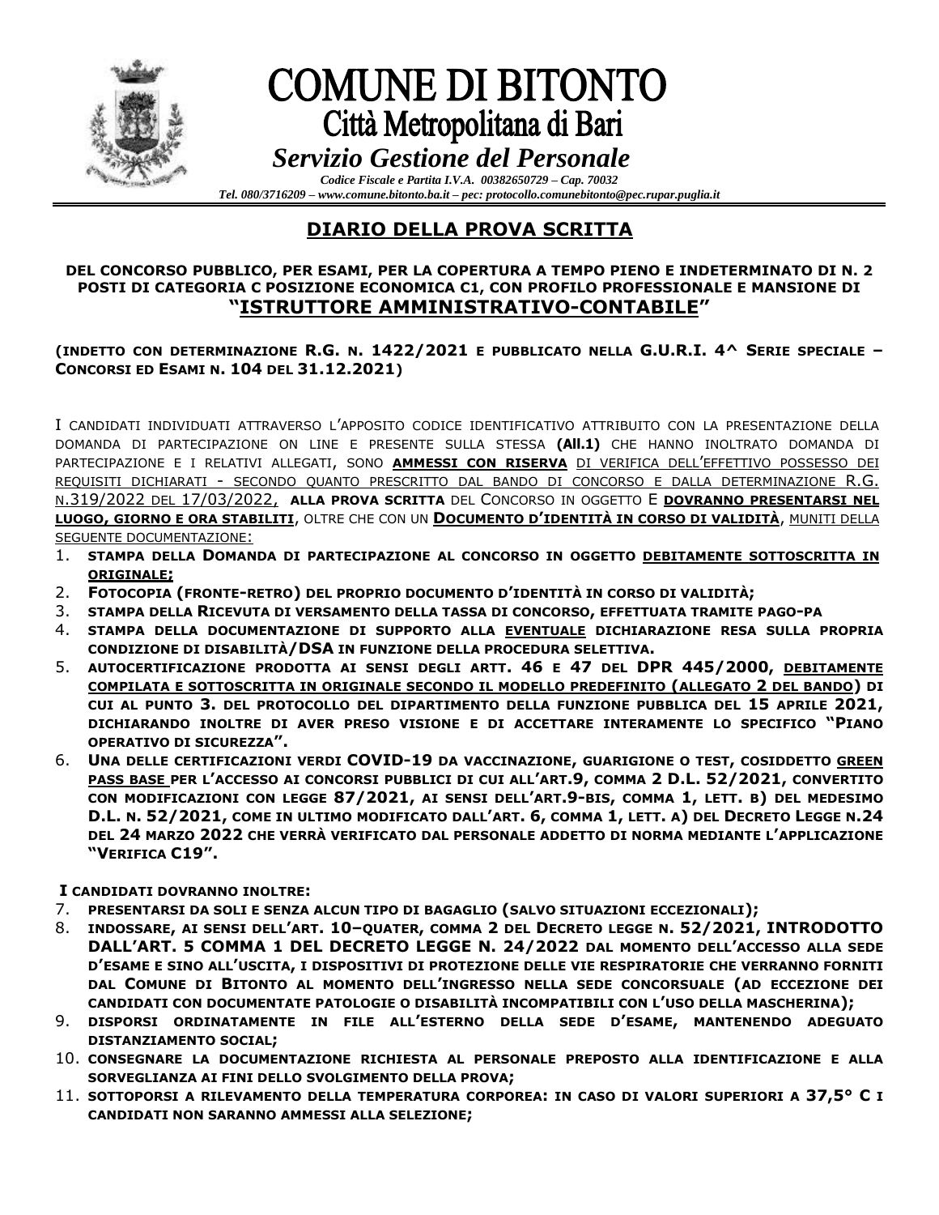# COMUNE DI BITONTO

## Città Metropolitana di Bari

*Servizio Gestione del Personale*

*Codice Fiscale e Partita I.V.A. 00382650729 – Cap. 70032*
*Tel. 080/3716209 – www.comune.bitonto.ba.it – pec: protocollo.comunebitonto@pec.rupar.puglia.it*

## DIARIO DELLA PROVA SCRITTA

**DEL CONCORSO PUBBLICO, PER ESAMI, PER LA COPERTURA A TEMPO PIENO E INDETERMINATO DI N. 2 POSTI DI CATEGORIA C POSIZIONE ECONOMICA C1, CON PROFILO PROFESSIONALE E MANSIONE DI "ISTRUTTORE AMMINISTRATIVO-CONTABILE"**

**(INDETTO CON DETERMINAZIONE R.G. N. 1422/2021 E PUBBLICATO NELLA G.U.R.I. 4^ SERIE SPECIALE – CONCORSI ED ESAMI N. 104 DEL 31.12.2021)**

I CANDIDATI INDIVIDUATI ATTRAVERSO L'APPOSITO CODICE IDENTIFICATIVO ATTRIBUITO CON LA PRESENTAZIONE DELLA DOMANDA DI PARTECIPAZIONE ON LINE E PRESENTE SULLA STESSA **(All.1)** CHE HANNO INOLTRATO DOMANDA DI PARTECIPAZIONE E I RELATIVI ALLEGATI, SONO **AMMESSI CON RISERVA** DI VERIFICA DELL'EFFETTIVO POSSESSO DEI REQUISITI DICHIARATI - SECONDO QUANTO PRESCRITTO DAL BANDO DI CONCORSO E DALLA DETERMINAZIONE R.G. N.319/2022 DEL 17/03/2022, **ALLA PROVA SCRITTA** DEL CONCORSO IN OGGETTO E **DOVRANNO PRESENTARSI NEL LUOGO, GIORNO E ORA STABILITI**, OLTRE CHE CON UN **DOCUMENTO D'IDENTITÀ IN CORSO DI VALIDITÀ**, MUNITI DELLA SEGUENTE DOCUMENTAZIONE:

1. **STAMPA DELLA DOMANDA DI PARTECIPAZIONE AL CONCORSO IN OGGETTO DEBITAMENTE SOTTOSCRITTA IN ORIGINALE;**
2. **FOTOCOPIA (FRONTE-RETRO) DEL PROPRIO DOCUMENTO D'IDENTITÀ IN CORSO DI VALIDITÀ;**
3. **STAMPA DELLA RICEVUTA DI VERSAMENTO DELLA TASSA DI CONCORSO, EFFETTUATA TRAMITE PAGO-PA**
4. **STAMPA DELLA DOCUMENTAZIONE DI SUPPORTO ALLA EVENTUALE DICHIARAZIONE RESA SULLA PROPRIA CONDIZIONE DI DISABILITÀ/DSA IN FUNZIONE DELLA PROCEDURA SELETTIVA.**
5. **AUTOCERTIFICAZIONE PRODOTTA AI SENSI DEGLI ARTT. 46 E 47 DEL DPR 445/2000, DEBITAMENTE COMPILATA E SOTTOSCRITTA IN ORIGINALE SECONDO IL MODELLO PREDEFINITO (ALLEGATO 2 DEL BANDO) DI CUI AL PUNTO 3. DEL PROTOCOLLO DEL DIPARTIMENTO DELLA FUNZIONE PUBBLICA DEL 15 APRILE 2021, DICHIARANDO INOLTRE DI AVER PRESO VISIONE E DI ACCETTARE INTERAMENTE LO SPECIFICO "PIANO OPERATIVO DI SICUREZZA".**
6. **UNA DELLE CERTIFICAZIONI VERDI COVID-19 DA VACCINAZIONE, GUARIGIONE O TEST, COSIDDETTO GREEN PASS BASE PER L'ACCESSO AI CONCORSI PUBBLICI DI CUI ALL'ART.9, COMMA 2 D.L. 52/2021, CONVERTITO CON MODIFICAZIONI CON LEGGE 87/2021, AI SENSI DELL'ART.9-BIS, COMMA 1, LETT. B) DEL MEDESIMO D.L. N. 52/2021, COME IN ULTIMO MODIFICATO DALL'ART. 6, COMMA 1, LETT. A) DEL DECRETO LEGGE N.24 DEL 24 MARZO 2022 CHE VERRÀ VERIFICATO DAL PERSONALE ADDETTO DI NORMA MEDIANTE L'APPLICAZIONE "VERIFICA C19".**

**I CANDIDATI DOVRANNO INOLTRE:**

7. **PRESENTARSI DA SOLI E SENZA ALCUN TIPO DI BAGAGLIO (SALVO SITUAZIONI ECCEZIONALI);**
8. **INDOSSARE, AI SENSI DELL'ART. 10–QUATER, COMMA 2 DEL DECRETO LEGGE N. 52/2021, INTRODOTTO DALL'ART. 5 COMMA 1 DEL DECRETO LEGGE N. 24/2022 DAL MOMENTO DELL'ACCESSO ALLA SEDE D'ESAME E SINO ALL'USCITA, I DISPOSITIVI DI PROTEZIONE DELLE VIE RESPIRATORIE CHE VERRANNO FORNITI DAL COMUNE DI BITONTO AL MOMENTO DELL'INGRESSO NELLA SEDE CONCORSUALE (AD ECCEZIONE DEI CANDIDATI CON DOCUMENTATE PATOLOGIE O DISABILITÀ INCOMPATIBILI CON L'USO DELLA MASCHERINA);**
9. **DISPORSI ORDINATAMENTE IN FILE ALL'ESTERNO DELLA SEDE D'ESAME, MANTENENDO ADEGUATO DISTANZIAMENTO SOCIAL;**
10. **CONSEGNARE LA DOCUMENTAZIONE RICHIESTA AL PERSONALE PREPOSTO ALLA IDENTIFICAZIONE E ALLA SORVEGLIANZA AI FINI DELLO SVOLGIMENTO DELLA PROVA;**
11. **SOTTOPORSI A RILEVAMENTO DELLA TEMPERATURA CORPOREA: IN CASO DI VALORI SUPERIORI A 37,5° C I CANDIDATI NON SARANNO AMMESSI ALLA SELEZIONE;**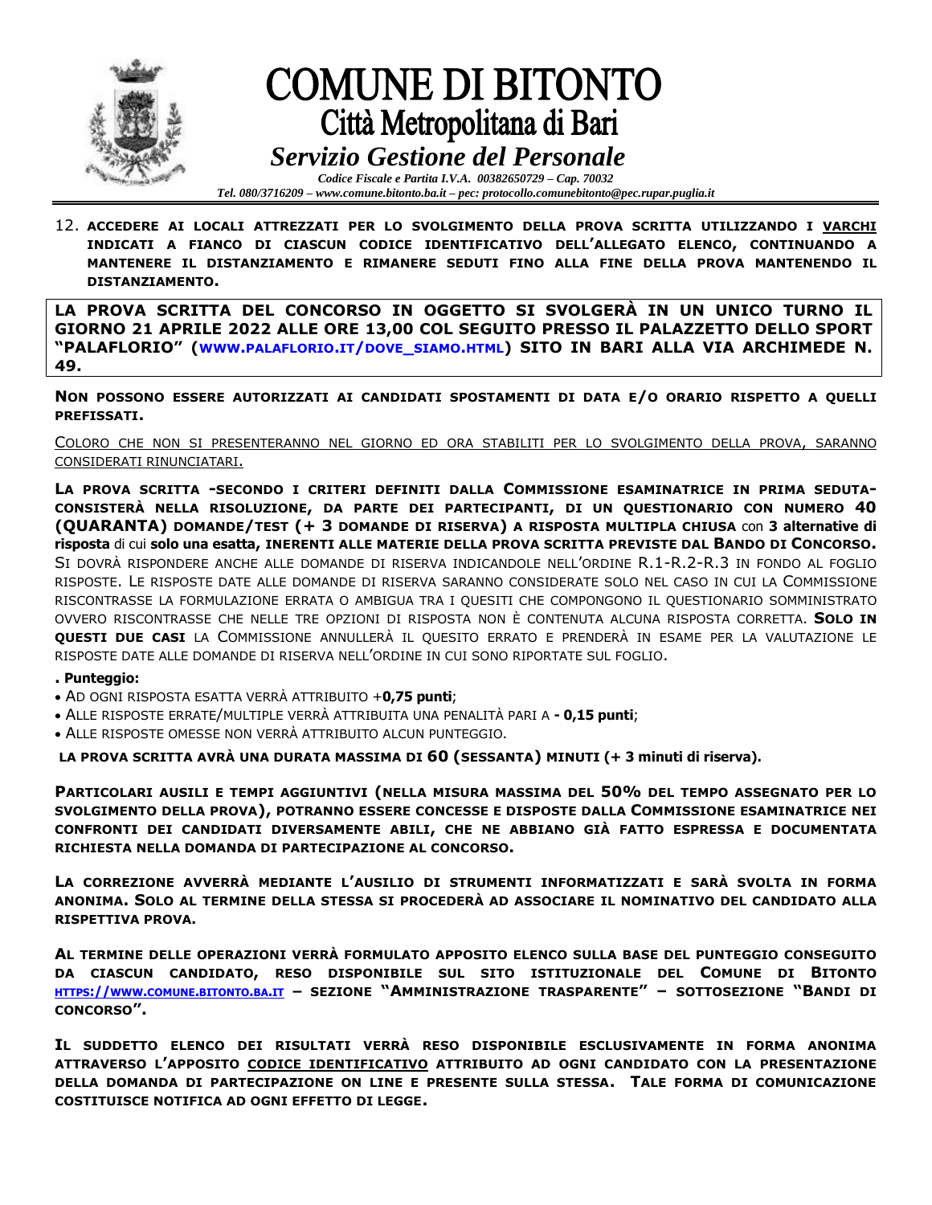12. **ACCEDERE AI LOCALI ATTREZZATI PER LO SVOLGIMENTO DELLA PROVA SCRITTA UTILIZZANDO I VARCHI INDICATI A FIANCO DI CIASCUN CODICE IDENTIFICATIVO DELL'ALLEGATO ELENCO, CONTINUANDO A MANTENERE IL DISTANZIAMENTO E RIMANERE SEDUTI FINO ALLA FINE DELLA PROVA MANTENENDO IL DISTANZIAMENTO.**

**LA PROVA SCRITTA DEL CONCORSO IN OGGETTO SI SVOLGERÀ IN UN UNICO TURNO IL GIORNO 21 APRILE 2022 ALLE ORE 13,00 COL SEGUITO PRESSO IL PALAZZETTO DELLO SPORT "PALAFLORIO" (WWW.PALAFLORIO.IT/DOVE_SIAMO.HTML) SITO IN BARI ALLA VIA ARCHIMEDE N. 49.**

**NON POSSONO ESSERE AUTORIZZATI AI CANDIDATI SPOSTAMENTI DI DATA E/O ORARIO RISPETTO A QUELLI PREFISSATI.**

COLORO CHE NON SI PRESENTERANNO NEL GIORNO ED ORA STABILITI PER LO SVOLGIMENTO DELLA PROVA, SARANNO CONSIDERATI RINUNCIATARI.

**LA PROVA SCRITTA -SECONDO I CRITERI DEFINITI DALLA COMMISSIONE ESAMINATRICE IN PRIMA SEDUTA- CONSISTERÀ NELLA RISOLUZIONE, DA PARTE DEI PARTECIPANTI, DI UN QUESTIONARIO CON NUMERO 40 (QUARANTA) DOMANDE/TEST (+ 3 DOMANDE DI RISERVA) A RISPOSTA MULTIPLA CHIUSA** con **3 alternative di risposta** di cui **solo una esatta, INERENTI ALLE MATERIE DELLA PROVA SCRITTA PREVISTE DAL BANDO DI CONCORSO.** SI DOVRÀ RISPONDERE ANCHE ALLE DOMANDE DI RISERVA INDICANDOLE NELL'ORDINE R.1-R.2-R.3 IN FONDO AL FOGLIO RISPOSTE. LE RISPOSTE DATE ALLE DOMANDE DI RISERVA SARANNO CONSIDERATE SOLO NEL CASO IN CUI LA COMMISSIONE RISCONTRASSE LA FORMULAZIONE ERRATA O AMBIGUA TRA I QUESITI CHE COMPONGONO IL QUESTIONARIO SOMMINISTRATO OVVERO RISCONTRASSE CHE NELLE TRE OPZIONI DI RISPOSTA NON È CONTENUTA ALCUNA RISPOSTA CORRETTA. **SOLO IN QUESTI DUE CASI** LA COMMISSIONE ANNULLERÀ IL QUESITO ERRATO E PRENDERÀ IN ESAME PER LA VALUTAZIONE LE RISPOSTE DATE ALLE DOMANDE DI RISERVA NELL'ORDINE IN CUI SONO RIPORTATE SUL FOGLIO.

**. Punteggio:**

- AD OGNI RISPOSTA ESATTA VERRÀ ATTRIBUITO +**0,75 punti**;
- ALLE RISPOSTE ERRATE/MULTIPLE VERRÀ ATTRIBUITA UNA PENALITÀ PARI A **- 0,15 punti**;
- ALLE RISPOSTE OMESSE NON VERRÀ ATTRIBUITO ALCUN PUNTEGGIO.

**LA PROVA SCRITTA AVRÀ UNA DURATA MASSIMA DI 60 (SESSANTA) MINUTI (+ 3 minuti di riserva).**

**PARTICOLARI AUSILI E TEMPI AGGIUNTIVI (NELLA MISURA MASSIMA DEL 50% DEL TEMPO ASSEGNATO PER LO SVOLGIMENTO DELLA PROVA), POTRANNO ESSERE CONCESSE E DISPOSTE DALLA COMMISSIONE ESAMINATRICE NEI CONFRONTI DEI CANDIDATI DIVERSAMENTE ABILI, CHE NE ABBIANO GIÀ FATTO ESPRESSA E DOCUMENTATA RICHIESTA NELLA DOMANDA DI PARTECIPAZIONE AL CONCORSO.**

**LA CORREZIONE AVVERRÀ MEDIANTE L'AUSILIO DI STRUMENTI INFORMATIZZATI E SARÀ SVOLTA IN FORMA ANONIMA. SOLO AL TERMINE DELLA STESSA SI PROCEDERÀ AD ASSOCIARE IL NOMINATIVO DEL CANDIDATO ALLA RISPETTIVA PROVA.**

**AL TERMINE DELLE OPERAZIONI VERRÀ FORMULATO APPOSITO ELENCO SULLA BASE DEL PUNTEGGIO CONSEGUITO DA CIASCUN CANDIDATO, RESO DISPONIBILE SUL SITO ISTITUZIONALE DEL COMUNE DI BITONTO HTTPS://WWW.COMUNE.BITONTO.BA.IT – SEZIONE "AMMINISTRAZIONE TRASPARENTE" – SOTTOSEZIONE "BANDI DI CONCORSO".**

**IL SUDDETTO ELENCO DEI RISULTATI VERRÀ RESO DISPONIBILE ESCLUSIVAMENTE IN FORMA ANONIMA ATTRAVERSO L'APPOSITO CODICE IDENTIFICATIVO ATTRIBUITO AD OGNI CANDIDATO CON LA PRESENTAZIONE DELLA DOMANDA DI PARTECIPAZIONE ON LINE E PRESENTE SULLA STESSA. TALE FORMA DI COMUNICAZIONE COSTITUISCE NOTIFICA AD OGNI EFFETTO DI LEGGE.**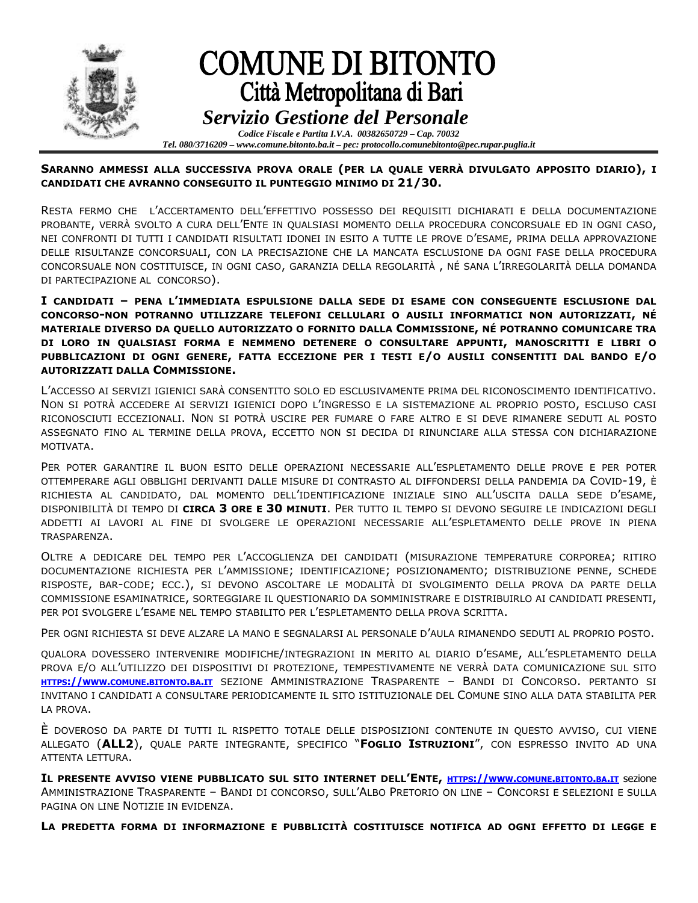**SARANNO AMMESSI ALLA SUCCESSIVA PROVA ORALE (PER LA QUALE VERRÀ DIVULGATO APPOSITO DIARIO), I CANDIDATI CHE AVRANNO CONSEGUITO IL PUNTEGGIO MINIMO DI 21/30.**

RESTA FERMO CHE L'ACCERTAMENTO DELL'EFFETTIVO POSSESSO DEI REQUISITI DICHIARATI E DELLA DOCUMENTAZIONE PROBANTE, VERRÀ SVOLTO A CURA DELL'ENTE IN QUALSIASI MOMENTO DELLA PROCEDURA CONCORSUALE ED IN OGNI CASO, NEI CONFRONTI DI TUTTI I CANDIDATI RISULTATI IDONEI IN ESITO A TUTTE LE PROVE D'ESAME, PRIMA DELLA APPROVAZIONE DELLE RISULTANZE CONCORSUALI, CON LA PRECISAZIONE CHE LA MANCATA ESCLUSIONE DA OGNI FASE DELLA PROCEDURA CONCORSUALE NON COSTITUISCE, IN OGNI CASO, GARANZIA DELLA REGOLARITÀ , NÉ SANA L'IRREGOLARITÀ DELLA DOMANDA DI PARTECIPAZIONE AL CONCORSO).

**I CANDIDATI – PENA L'IMMEDIATA ESPULSIONE DALLA SEDE DI ESAME CON CONSEGUENTE ESCLUSIONE DAL CONCORSO-NON POTRANNO UTILIZZARE TELEFONI CELLULARI O AUSILI INFORMATICI NON AUTORIZZATI, NÉ MATERIALE DIVERSO DA QUELLO AUTORIZZATO O FORNITO DALLA COMMISSIONE, NÉ POTRANNO COMUNICARE TRA DI LORO IN QUALSIASI FORMA E NEMMENO DETENERE O CONSULTARE APPUNTI, MANOSCRITTI E LIBRI O PUBBLICAZIONI DI OGNI GENERE, FATTA ECCEZIONE PER I TESTI E/O AUSILI CONSENTITI DAL BANDO E/O AUTORIZZATI DALLA COMMISSIONE.**

L'ACCESSO AI SERVIZI IGIENICI SARÀ CONSENTITO SOLO ED ESCLUSIVAMENTE PRIMA DEL RICONOSCIMENTO IDENTIFICATIVO. NON SI POTRÀ ACCEDERE AI SERVIZI IGIENICI DOPO L'INGRESSO E LA SISTEMAZIONE AL PROPRIO POSTO, ESCLUSO CASI RICONOSCIUTI ECCEZIONALI. NON SI POTRÀ USCIRE PER FUMARE O FARE ALTRO E SI DEVE RIMANERE SEDUTI AL POSTO ASSEGNATO FINO AL TERMINE DELLA PROVA, ECCETTO NON SI DECIDA DI RINUNCIARE ALLA STESSA CON DICHIARAZIONE MOTIVATA.

PER POTER GARANTIRE IL BUON ESITO DELLE OPERAZIONI NECESSARIE ALL'ESPLETAMENTO DELLE PROVE E PER POTER OTTEMPERARE AGLI OBBLIGHI DERIVANTI DALLE MISURE DI CONTRASTO AL DIFFONDERSI DELLA PANDEMIA DA COVID-19, È RICHIESTA AL CANDIDATO, DAL MOMENTO DELL'IDENTIFICAZIONE INIZIALE SINO ALL'USCITA DALLA SEDE D'ESAME, DISPONIBILITÀ DI TEMPO DI **CIRCA 3 ORE E 30 MINUTI**. PER TUTTO IL TEMPO SI DEVONO SEGUIRE LE INDICAZIONI DEGLI ADDETTI AI LAVORI AL FINE DI SVOLGERE LE OPERAZIONI NECESSARIE ALL'ESPLETAMENTO DELLE PROVE IN PIENA TRASPARENZA.

OLTRE A DEDICARE DEL TEMPO PER L'ACCOGLIENZA DEI CANDIDATI (MISURAZIONE TEMPERATURE CORPOREA; RITIRO DOCUMENTAZIONE RICHIESTA PER L'AMMISSIONE; IDENTIFICAZIONE; POSIZIONAMENTO; DISTRIBUZIONE PENNE, SCHEDE RISPOSTE, BAR-CODE; ECC.), SI DEVONO ASCOLTARE LE MODALITÀ DI SVOLGIMENTO DELLA PROVA DA PARTE DELLA COMMISSIONE ESAMINATRICE, SORTEGGIARE IL QUESTIONARIO DA SOMMINISTRARE E DISTRIBUIRLO AI CANDIDATI PRESENTI, PER POI SVOLGERE L'ESAME NEL TEMPO STABILITO PER L'ESPLETAMENTO DELLA PROVA SCRITTA.

PER OGNI RICHIESTA SI DEVE ALZARE LA MANO E SEGNALARSI AL PERSONALE D'AULA RIMANENDO SEDUTI AL PROPRIO POSTO.

QUALORA DOVESSERO INTERVENIRE MODIFICHE/INTEGRAZIONI IN MERITO AL DIARIO D'ESAME, ALL'ESPLETAMENTO DELLA PROVA E/O ALL'UTILIZZO DEI DISPOSITIVI DI PROTEZIONE, TEMPESTIVAMENTE NE VERRÀ DATA COMUNICAZIONE SUL SITO HTTPS://WWW.COMUNE.BITONTO.BA.IT SEZIONE AMMINISTRAZIONE TRASPARENTE – BANDI DI CONCORSO. PERTANTO SI INVITANO I CANDIDATI A CONSULTARE PERIODICAMENTE IL SITO ISTITUZIONALE DEL COMUNE SINO ALLA DATA STABILITA PER LA PROVA.

È DOVEROSO DA PARTE DI TUTTI IL RISPETTO TOTALE DELLE DISPOSIZIONI CONTENUTE IN QUESTO AVVISO, CUI VIENE ALLEGATO (**ALL2**), QUALE PARTE INTEGRANTE, SPECIFICO "**FOGLIO ISTRUZIONI**", CON ESPRESSO INVITO AD UNA ATTENTA LETTURA.

**IL PRESENTE AVVISO VIENE PUBBLICATO SUL SITO INTERNET DELL'ENTE, HTTPS://WWW.COMUNE.BITONTO.BA.IT** sezione AMMINISTRAZIONE TRASPARENTE – BANDI DI CONCORSO, SULL'ALBO PRETORIO ON LINE – CONCORSI E SELEZIONI E SULLA PAGINA ON LINE NOTIZIE IN EVIDENZA.

**LA PREDETTA FORMA DI INFORMAZIONE E PUBBLICITÀ COSTITUISCE NOTIFICA AD OGNI EFFETTO DI LEGGE E**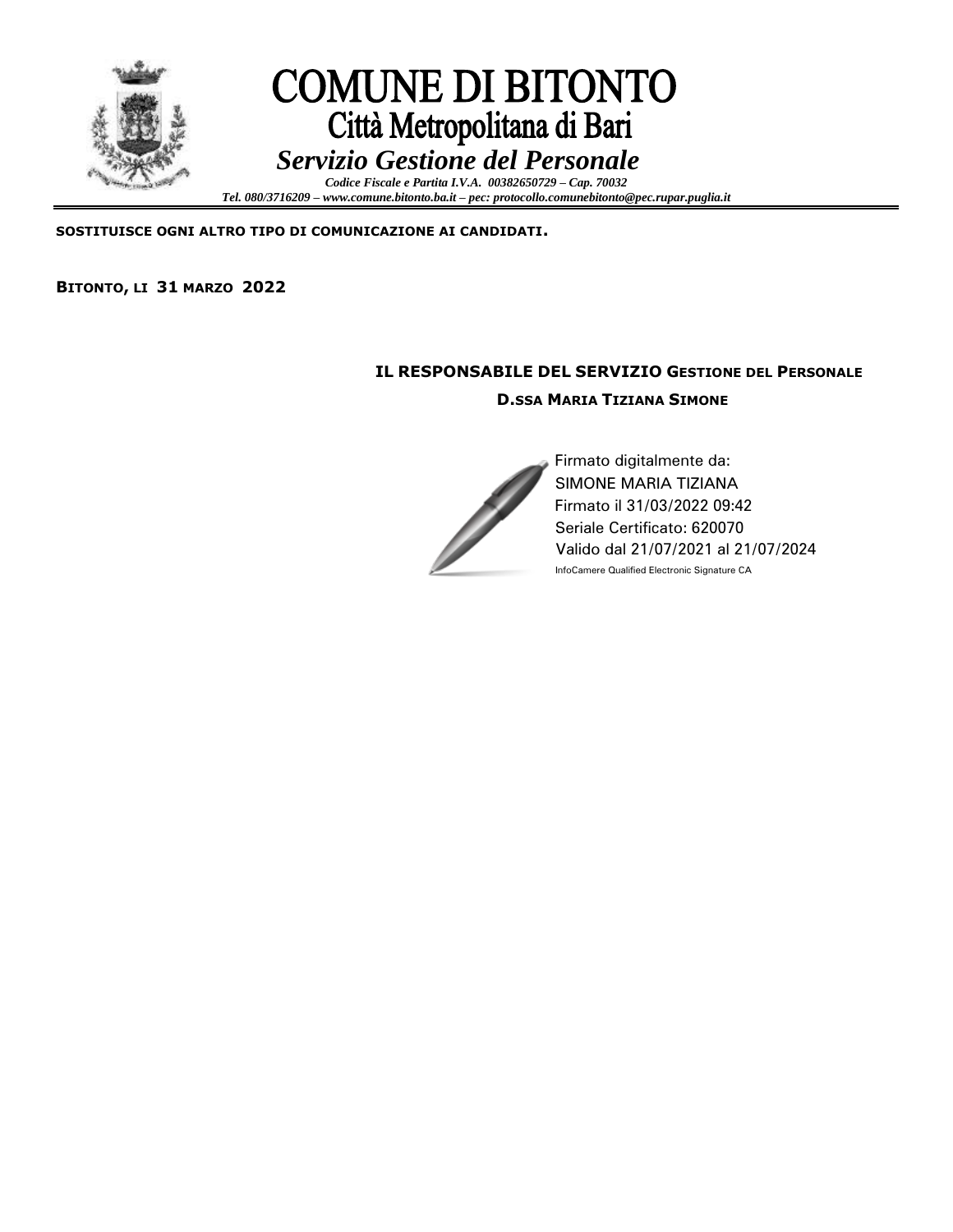# COMUNE DI BITONTO

## Città Metropolitana di Bari

### *Servizio Gestione del Personale*

***Codice Fiscale e Partita I.V.A. 00382650729 – Cap. 70032***

***Tel. 080/3716209 – www.comune.bitonto.ba.it – pec: protocollo.comunebitonto@pec.rupar.puglia.it***

**SOSTITUISCE OGNI ALTRO TIPO DI COMUNICAZIONE AI CANDIDATI.**

**BITONTO, LI 31 MARZO 2022**

**IL RESPONSABILE DEL SERVIZIO GESTIONE DEL PERSONALE**

**D.SSA MARIA TIZIANA SIMONE**

Firmato digitalmente da:
SIMONE MARIA TIZIANA
Firmato il 31/03/2022 09:42
Seriale Certificato: 620070
Valido dal 21/07/2021 al 21/07/2024
InfoCamere Qualified Electronic Signature CA